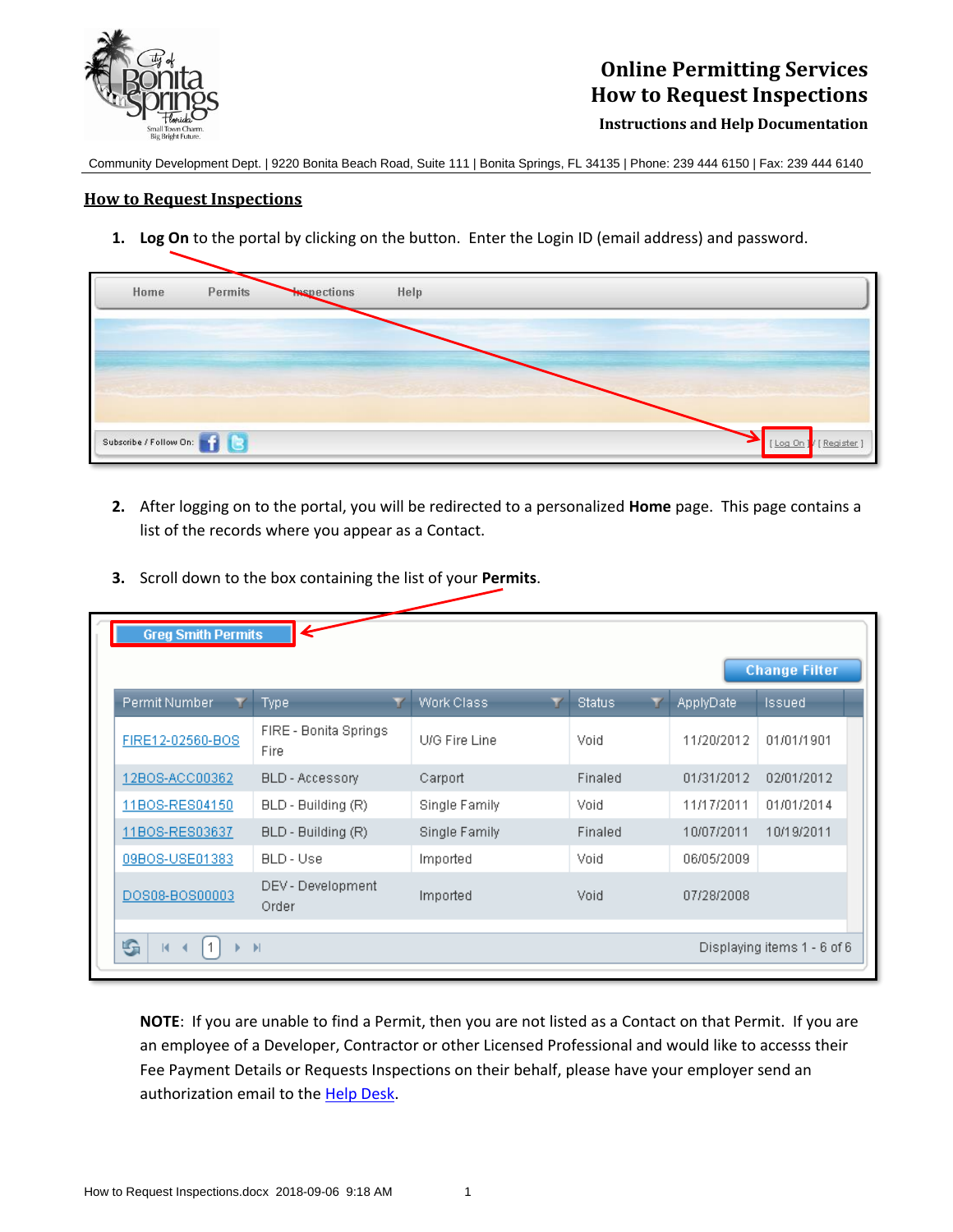# Online Permitting Services
## How to Request Inspections
**Instructions and Help Documentation**

Community Development Dept. | 9220 Bonita Beach Road, Suite 111 | Bonita Springs, FL 34135 | Phone: 239 444 6150 | Fax: 239 444 6140

## How to Request Inspections

1. **Log On** to the portal by clicking on the button. Enter the Login ID (email address) and password.

Home Permits Inspections Help

Subscribe / Follow On:

[ Log On ] / [ Register ]

2. After logging on to the portal, you will be redirected to a personalized **Home** page. This page contains a list of the records where you appear as a Contact.

3. Scroll down to the box containing the list of your **Permits**.

Greg Smith Permits

Change Filter

| Permit Number | Type | Work Class | Status | ApplyDate | Issued |
|---|---|---|---|---|---|
| FIRE12-02560-BOS | FIRE - Bonita Springs Fire | U/G Fire Line | Void | 11/20/2012 | 01/01/1901 |
| 12BOS-ACC00362 | BLD - Accessory | Carport | Finaled | 01/31/2012 | 02/01/2012 |
| 11BOS-RES04150 | BLD - Building (R) | Single Family | Void | 11/17/2011 | 01/01/2014 |
| 11BOS-RES03637 | BLD - Building (R) | Single Family | Finaled | 10/07/2011 | 10/19/2011 |
| 09BOS-USE01383 | BLD - Use | Imported | Void | 06/05/2009 | |
| DOS08-BOS00003 | DEV - Development Order | Imported | Void | 07/28/2008 | |

Displaying items 1 - 6 of 6

**NOTE**: If you are unable to find a Permit, then you are not listed as a Contact on that Permit. If you are an employee of a Developer, Contractor or other Licensed Professional and would like to accesss their Fee Payment Details or Requests Inspections on their behalf, please have your employer send an authorization email to the Help Desk.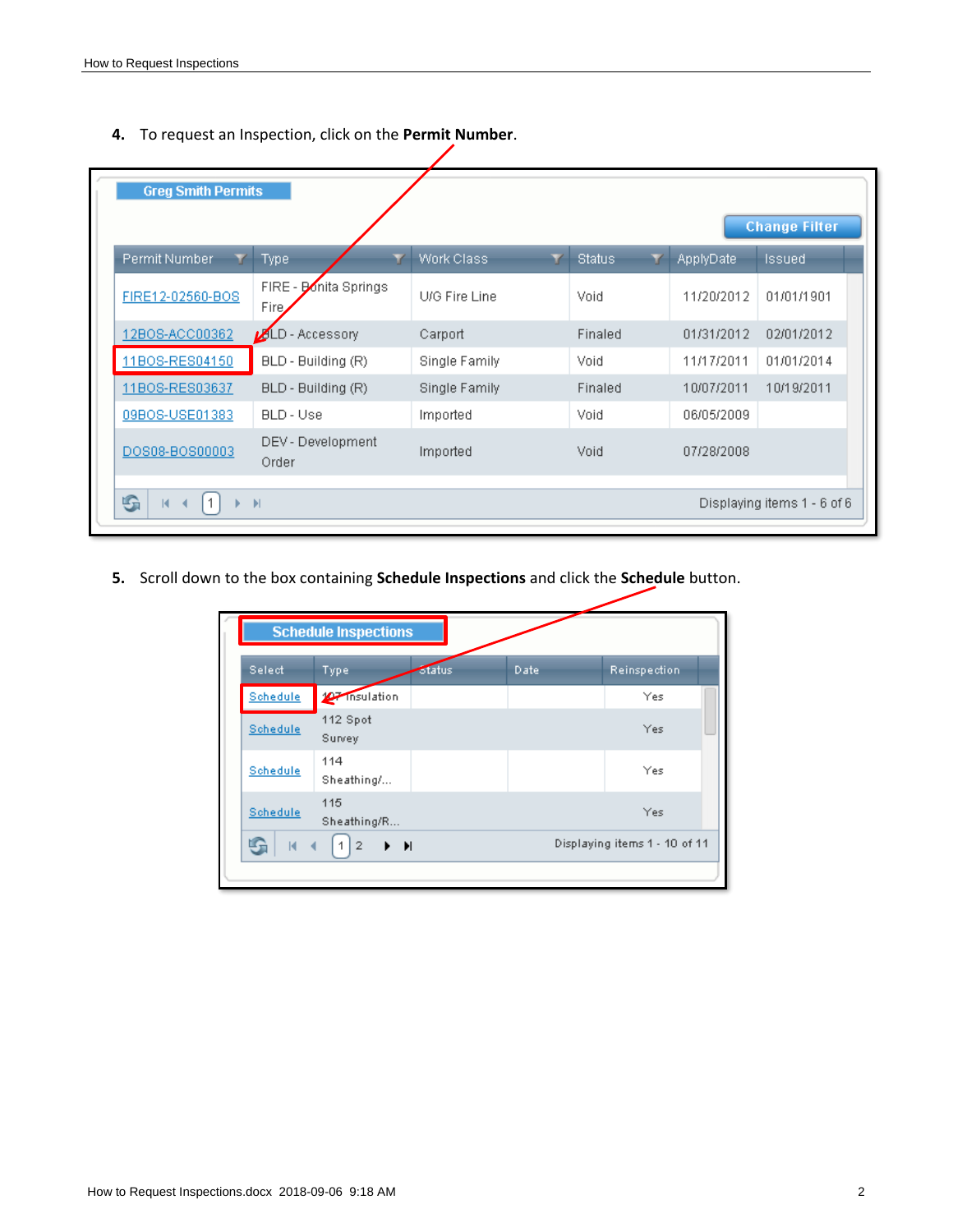4. To request an Inspection, click on the **Permit Number**.

Greg Smith Permits

Change Filter

| Permit Number | Type | Work Class | Status | ApplyDate | Issued |
|---|---|---|---|---|---|
| FIRE12-02560-BOS | FIRE - Bonita Springs Fire | U/G Fire Line | Void | 11/20/2012 | 01/01/1901 |
| 12BOS-ACC00362 | BLD - Accessory | Carport | Finaled | 01/31/2012 | 02/01/2012 |
| 11BOS-RES04150 | BLD - Building (R) | Single Family | Void | 11/17/2011 | 01/01/2014 |
| 11BOS-RES03637 | BLD - Building (R) | Single Family | Finaled | 10/07/2011 | 10/19/2011 |
| 09BOS-USE01383 | BLD - Use | Imported | Void | 06/05/2009 | |
| DOS08-BOS00003 | DEV - Development Order | Imported | Void | 07/28/2008 | |

Displaying items 1 - 6 of 6

5. Scroll down to the box containing **Schedule Inspections** and click the **Schedule** button.

Schedule Inspections

| Select | Type | Status | Date | Reinspection |
|---|---|---|---|---|
| Schedule | 107 Insulation | | | Yes |
| Schedule | 112 Spot Survey | | | Yes |
| Schedule | 114 Sheathing/... | | | Yes |
| Schedule | 115 Sheathing/R... | | | Yes |

Displaying items 1 - 10 of 11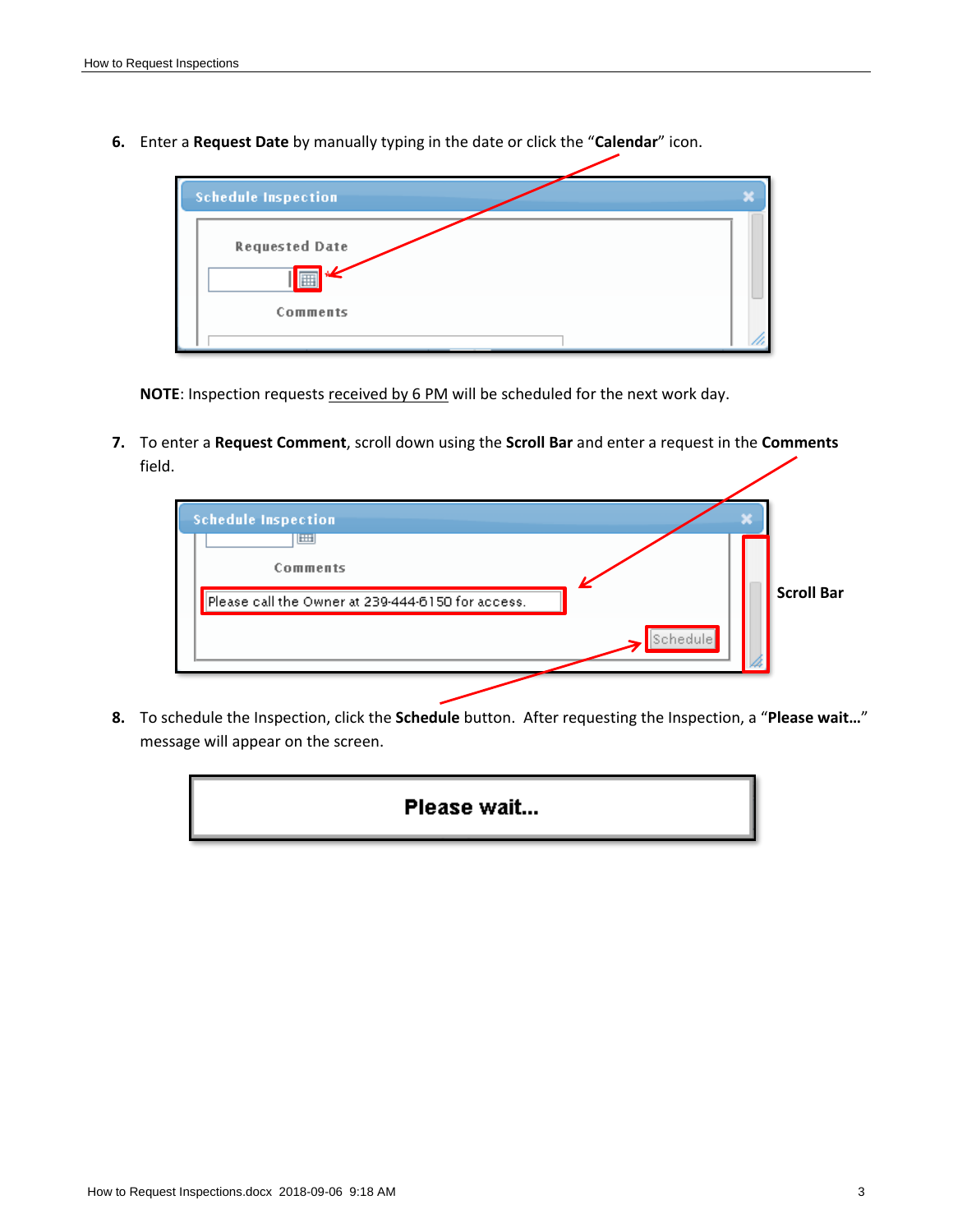6. Enter a **Request Date** by manually typing in the date or click the "**Calendar**" icon.

**NOTE**: Inspection requests received by 6 PM will be scheduled for the next work day.

7. To enter a **Request Comment**, scroll down using the **Scroll Bar** and enter a request in the **Comments** field.

8. To schedule the Inspection, click the **Schedule** button. After requesting the Inspection, a "**Please wait…**" message will appear on the screen.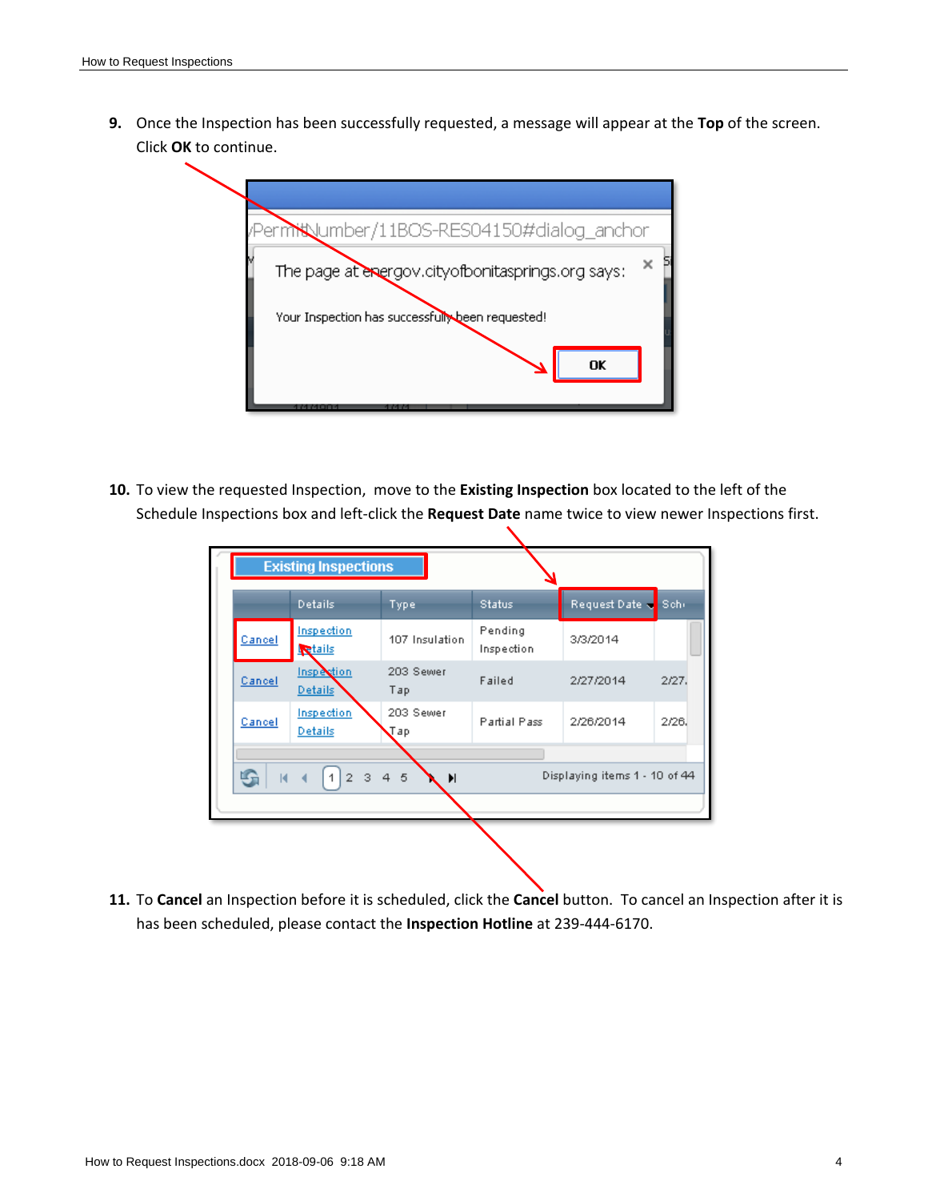9. Once the Inspection has been successfully requested, a message will appear at the **Top** of the screen. Click **OK** to continue.

10. To view the requested Inspection, move to the **Existing Inspection** box located to the left of the Schedule Inspections box and left-click the **Request Date** name twice to view newer Inspections first.

11. To **Cancel** an Inspection before it is scheduled, click the **Cancel** button. To cancel an Inspection after it is has been scheduled, please contact the **Inspection Hotline** at 239-444-6170.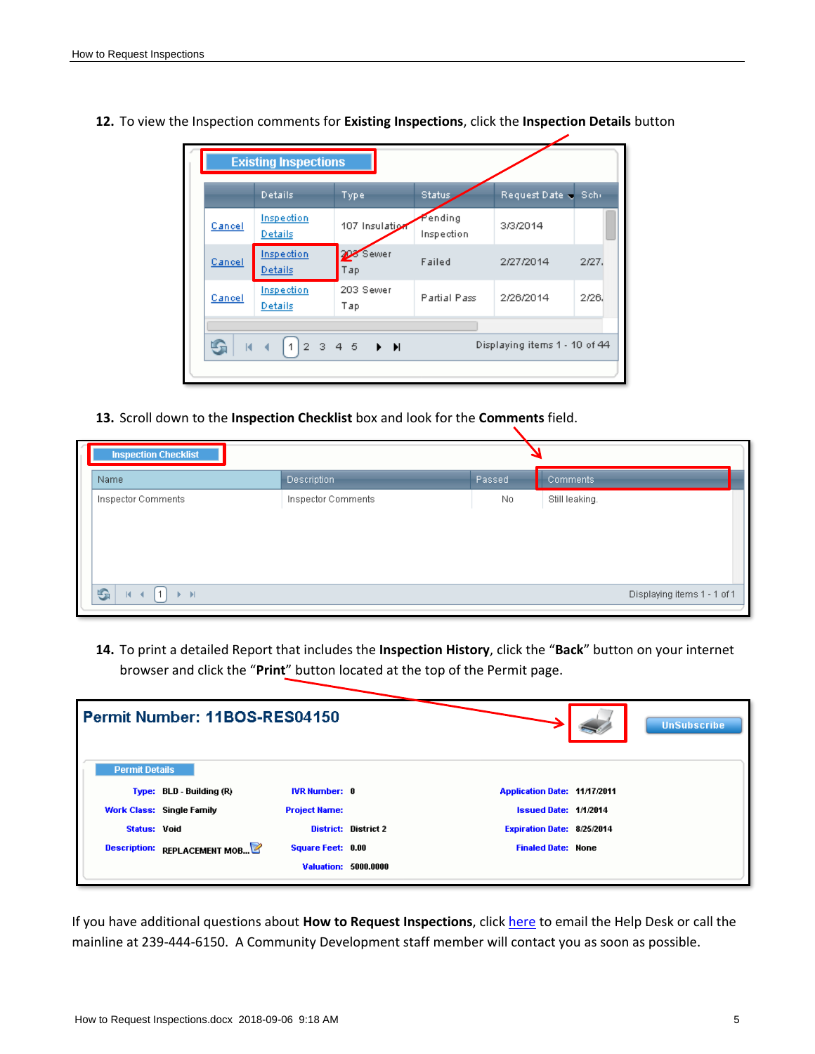12. To view the Inspection comments for **Existing Inspections**, click the **Inspection Details** button

13. Scroll down to the **Inspection Checklist** box and look for the **Comments** field.

14. To print a detailed Report that includes the **Inspection History**, click the "**Back**" button on your internet browser and click the "**Print**" button located at the top of the Permit page.

If you have additional questions about **How to Request Inspections**, click here to email the Help Desk or call the mainline at 239-444-6150. A Community Development staff member will contact you as soon as possible.